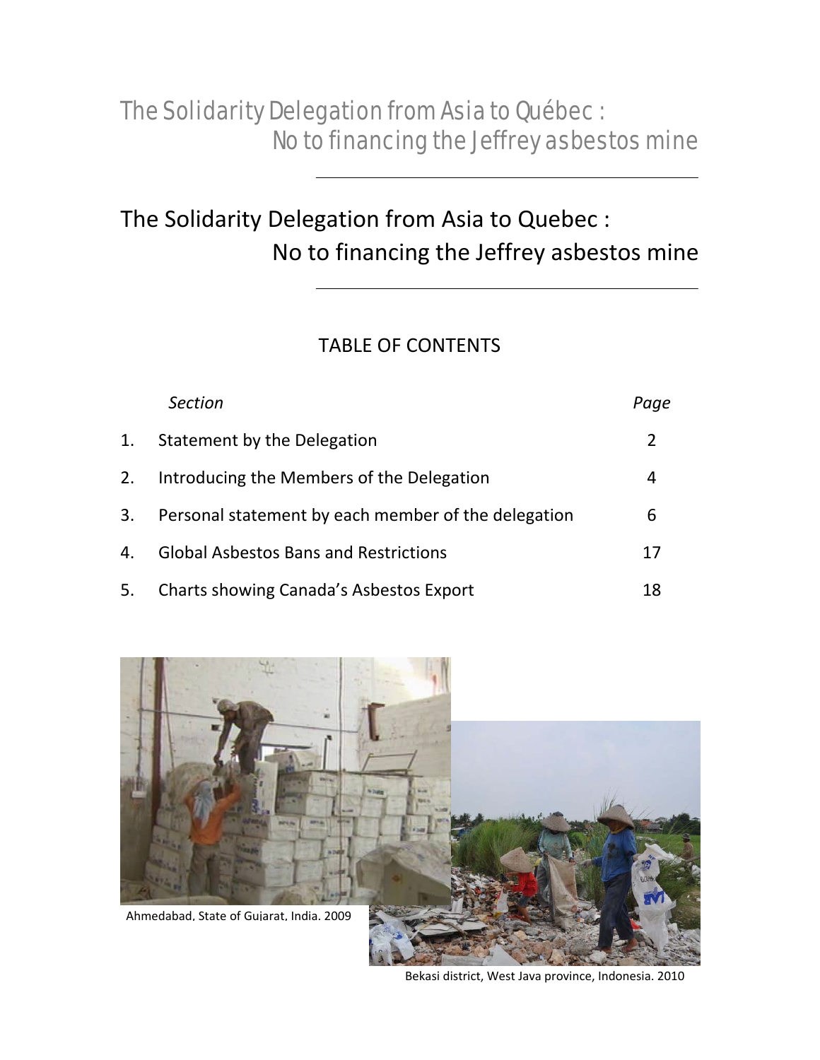# The Solidarity Delegation from Asia to Québec : No to financing the Jeffrey asbestos mine

# The Solidarity Delegation from Asia to Quebec : No to financing the Jeffrey asbestos mine

## TABLE OF CONTENTS

| | *Section* | *Page* |
|---|---|---|
| 1. | Statement by the Delegation | 2 |
| 2. | Introducing the Members of the Delegation | 4 |
| 3. | Personal statement by each member of the delegation | 6 |
| 4. | Global Asbestos Bans and Restrictions | 17 |
| 5. | Charts showing Canada's Asbestos Export | 18 |

Ahmedabad, State of Gujarat, India. 2009

Bekasi district, West Java province, Indonesia. 2010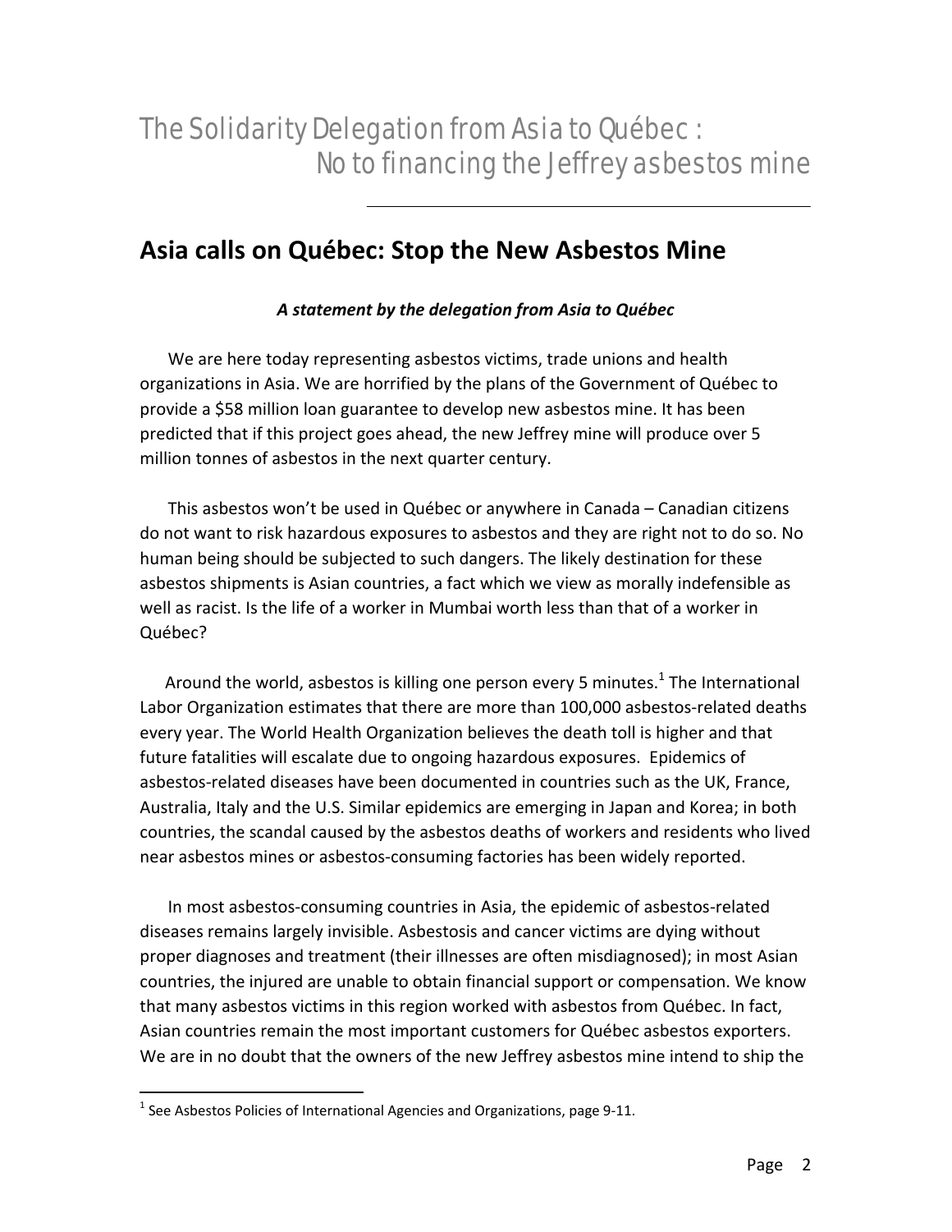# The Solidarity Delegation from Asia to Québec : No to financing the Jeffrey asbestos mine

## Asia calls on Québec: Stop the New Asbestos Mine

***A statement by the delegation from Asia to Québec***

We are here today representing asbestos victims, trade unions and health organizations in Asia. We are horrified by the plans of the Government of Québec to provide a $58 million loan guarantee to develop new asbestos mine. It has been predicted that if this project goes ahead, the new Jeffrey mine will produce over 5 million tonnes of asbestos in the next quarter century.

This asbestos won't be used in Québec or anywhere in Canada – Canadian citizens do not want to risk hazardous exposures to asbestos and they are right not to do so. No human being should be subjected to such dangers. The likely destination for these asbestos shipments is Asian countries, a fact which we view as morally indefensible as well as racist. Is the life of a worker in Mumbai worth less than that of a worker in Québec?

Around the world, asbestos is killing one person every 5 minutes.[1] The International Labor Organization estimates that there are more than 100,000 asbestos-related deaths every year. The World Health Organization believes the death toll is higher and that future fatalities will escalate due to ongoing hazardous exposures. Epidemics of asbestos-related diseases have been documented in countries such as the UK, France, Australia, Italy and the U.S. Similar epidemics are emerging in Japan and Korea; in both countries, the scandal caused by the asbestos deaths of workers and residents who lived near asbestos mines or asbestos-consuming factories has been widely reported.

In most asbestos-consuming countries in Asia, the epidemic of asbestos-related diseases remains largely invisible. Asbestosis and cancer victims are dying without proper diagnoses and treatment (their illnesses are often misdiagnosed); in most Asian countries, the injured are unable to obtain financial support or compensation. We know that many asbestos victims in this region worked with asbestos from Québec. In fact, Asian countries remain the most important customers for Québec asbestos exporters. We are in no doubt that the owners of the new Jeffrey asbestos mine intend to ship the

[1] See Asbestos Policies of International Agencies and Organizations, page 9-11.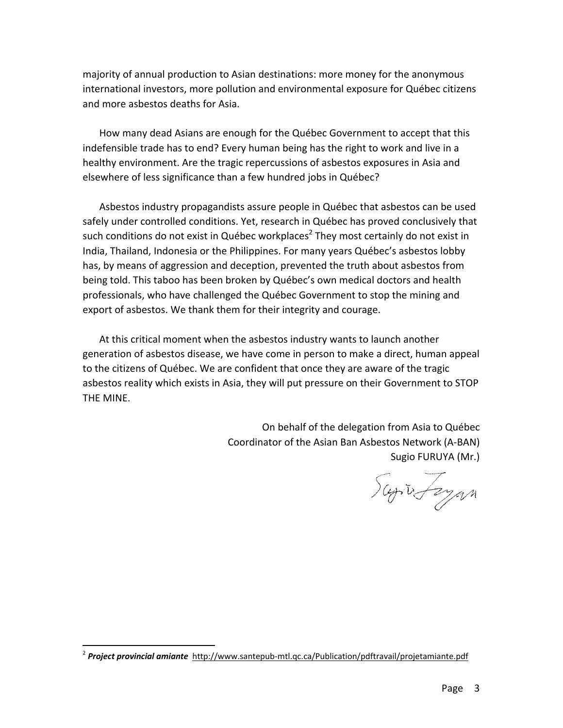majority of annual production to Asian destinations: more money for the anonymous international investors, more pollution and environmental exposure for Québec citizens and more asbestos deaths for Asia.

How many dead Asians are enough for the Québec Government to accept that this indefensible trade has to end? Every human being has the right to work and live in a healthy environment. Are the tragic repercussions of asbestos exposures in Asia and elsewhere of less significance than a few hundred jobs in Québec?

Asbestos industry propagandists assure people in Québec that asbestos can be used safely under controlled conditions. Yet, research in Québec has proved conclusively that such conditions do not exist in Québec workplaces[2] They most certainly do not exist in India, Thailand, Indonesia or the Philippines. For many years Québec's asbestos lobby has, by means of aggression and deception, prevented the truth about asbestos from being told. This taboo has been broken by Québec's own medical doctors and health professionals, who have challenged the Québec Government to stop the mining and export of asbestos. We thank them for their integrity and courage.

At this critical moment when the asbestos industry wants to launch another generation of asbestos disease, we have come in person to make a direct, human appeal to the citizens of Québec. We are confident that once they are aware of the tragic asbestos reality which exists in Asia, they will put pressure on their Government to STOP THE MINE.

On behalf of the delegation from Asia to Québec
Coordinator of the Asian Ban Asbestos Network (A-BAN)
Sugio FURUYA (Mr.)

---

[2] ***Project provincial amiante*** http://www.santepub-mtl.qc.ca/Publication/pdftravail/projetamiante.pdf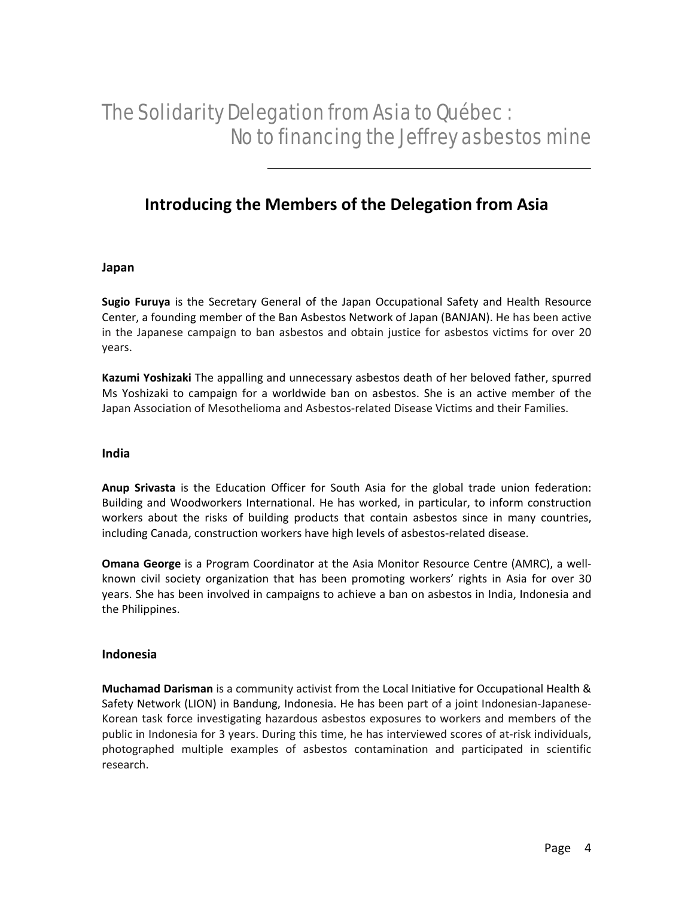# The Solidarity Delegation from Asia to Québec : No to financing the Jeffrey asbestos mine

## Introducing the Members of the Delegation from Asia

### Japan

**Sugio Furuya** is the Secretary General of the Japan Occupational Safety and Health Resource Center, a founding member of the Ban Asbestos Network of Japan (BANJAN). He has been active in the Japanese campaign to ban asbestos and obtain justice for asbestos victims for over 20 years.

**Kazumi Yoshizaki** The appalling and unnecessary asbestos death of her beloved father, spurred Ms Yoshizaki to campaign for a worldwide ban on asbestos. She is an active member of the Japan Association of Mesothelioma and Asbestos-related Disease Victims and their Families.

### India

**Anup Srivasta** is the Education Officer for South Asia for the global trade union federation: Building and Woodworkers International. He has worked, in particular, to inform construction workers about the risks of building products that contain asbestos since in many countries, including Canada, construction workers have high levels of asbestos-related disease.

**Omana George** is a Program Coordinator at the Asia Monitor Resource Centre (AMRC), a well-known civil society organization that has been promoting workers' rights in Asia for over 30 years. She has been involved in campaigns to achieve a ban on asbestos in India, Indonesia and the Philippines.

### Indonesia

**Muchamad Darisman** is a community activist from the Local Initiative for Occupational Health & Safety Network (LION) in Bandung, Indonesia. He has been part of a joint Indonesian-Japanese-Korean task force investigating hazardous asbestos exposures to workers and members of the public in Indonesia for 3 years. During this time, he has interviewed scores of at-risk individuals, photographed multiple examples of asbestos contamination and participated in scientific research.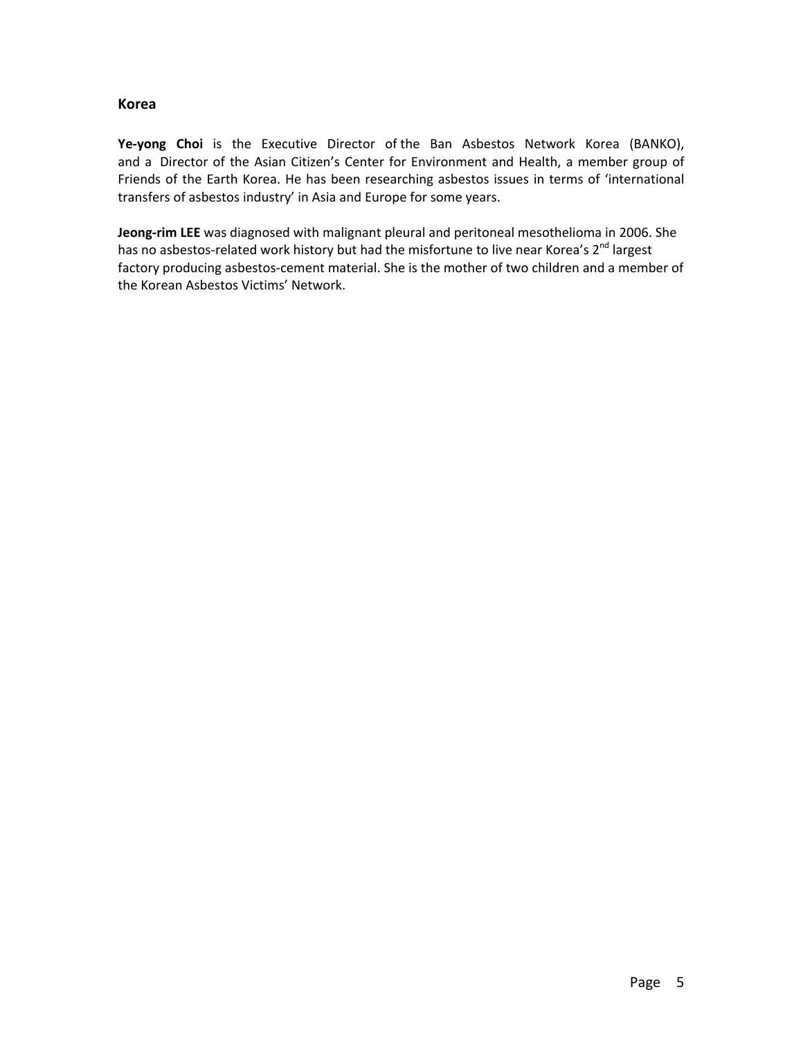## Korea

**Ye-yong Choi** is the Executive Director of the Ban Asbestos Network Korea (BANKO), and a Director of the Asian Citizen's Center for Environment and Health, a member group of Friends of the Earth Korea. He has been researching asbestos issues in terms of 'international transfers of asbestos industry' in Asia and Europe for some years.

**Jeong-rim LEE** was diagnosed with malignant pleural and peritoneal mesothelioma in 2006. She has no asbestos-related work history but had the misfortune to live near Korea's 2nd largest factory producing asbestos-cement material. She is the mother of two children and a member of the Korean Asbestos Victims' Network.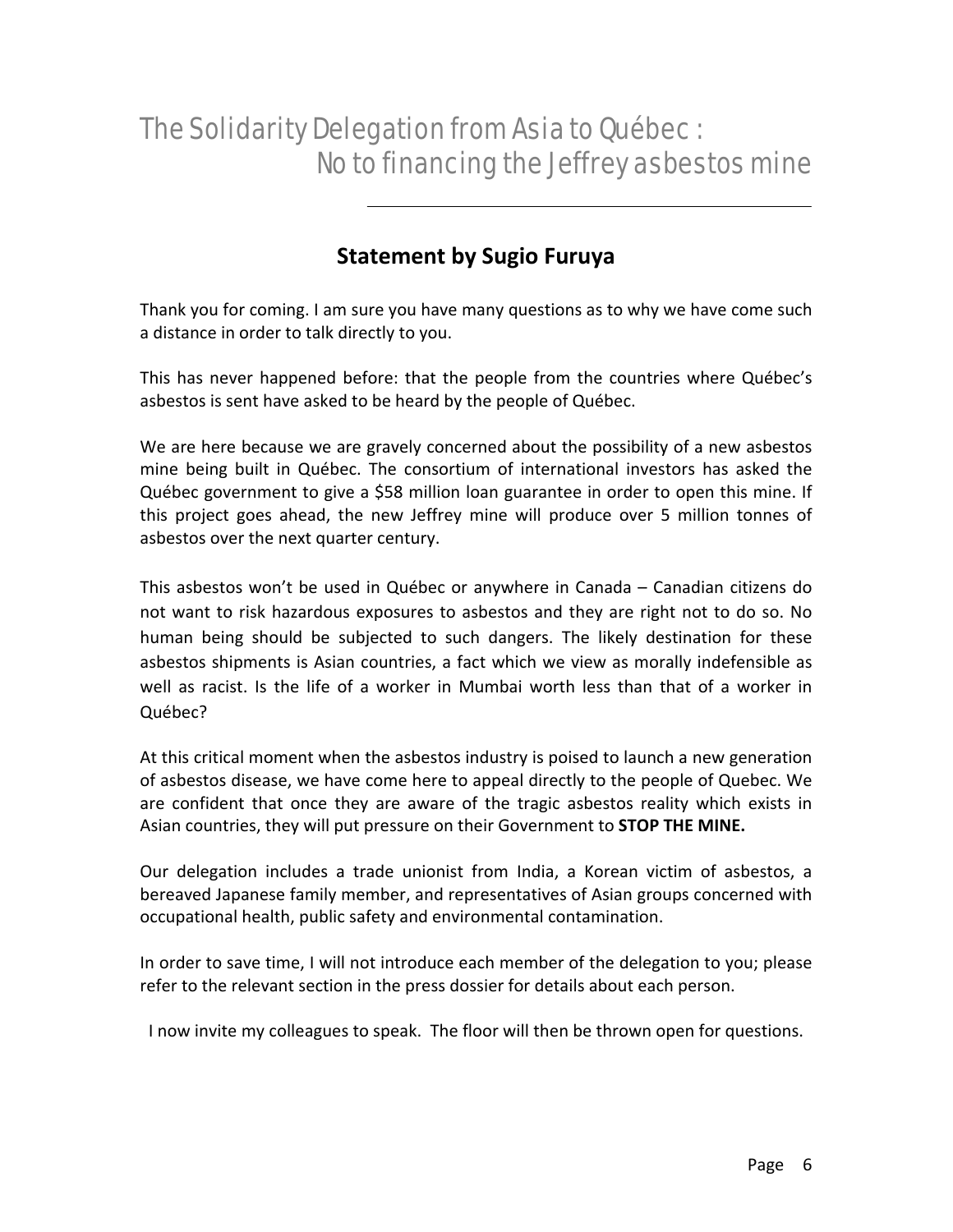## Statement by Sugio Furuya

Thank you for coming. I am sure you have many questions as to why we have come such a distance in order to talk directly to you.

This has never happened before: that the people from the countries where Québec's asbestos is sent have asked to be heard by the people of Québec.

We are here because we are gravely concerned about the possibility of a new asbestos mine being built in Québec. The consortium of international investors has asked the Québec government to give a $58 million loan guarantee in order to open this mine. If this project goes ahead, the new Jeffrey mine will produce over 5 million tonnes of asbestos over the next quarter century.

This asbestos won't be used in Québec or anywhere in Canada – Canadian citizens do not want to risk hazardous exposures to asbestos and they are right not to do so. No human being should be subjected to such dangers. The likely destination for these asbestos shipments is Asian countries, a fact which we view as morally indefensible as well as racist. Is the life of a worker in Mumbai worth less than that of a worker in Québec?

At this critical moment when the asbestos industry is poised to launch a new generation of asbestos disease, we have come here to appeal directly to the people of Quebec. We are confident that once they are aware of the tragic asbestos reality which exists in Asian countries, they will put pressure on their Government to **STOP THE MINE.**

Our delegation includes a trade unionist from India, a Korean victim of asbestos, a bereaved Japanese family member, and representatives of Asian groups concerned with occupational health, public safety and environmental contamination.

In order to save time, I will not introduce each member of the delegation to you; please refer to the relevant section in the press dossier for details about each person.

I now invite my colleagues to speak. The floor will then be thrown open for questions.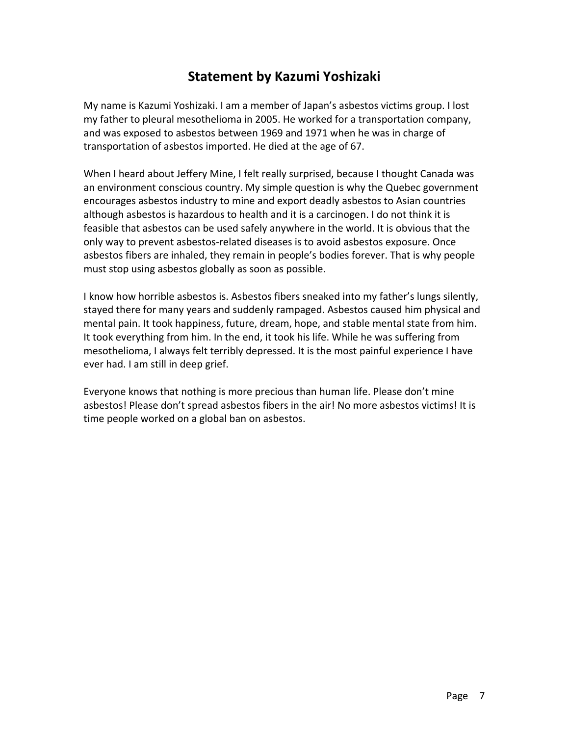## Statement by Kazumi Yoshizaki

My name is Kazumi Yoshizaki. I am a member of Japan's asbestos victims group. I lost my father to pleural mesothelioma in 2005. He worked for a transportation company, and was exposed to asbestos between 1969 and 1971 when he was in charge of transportation of asbestos imported. He died at the age of 67.

When I heard about Jeffery Mine, I felt really surprised, because I thought Canada was an environment conscious country. My simple question is why the Quebec government encourages asbestos industry to mine and export deadly asbestos to Asian countries although asbestos is hazardous to health and it is a carcinogen. I do not think it is feasible that asbestos can be used safely anywhere in the world. It is obvious that the only way to prevent asbestos-related diseases is to avoid asbestos exposure. Once asbestos fibers are inhaled, they remain in people's bodies forever. That is why people must stop using asbestos globally as soon as possible.

I know how horrible asbestos is. Asbestos fibers sneaked into my father's lungs silently, stayed there for many years and suddenly rampaged. Asbestos caused him physical and mental pain. It took happiness, future, dream, hope, and stable mental state from him. It took everything from him. In the end, it took his life. While he was suffering from mesothelioma, I always felt terribly depressed. It is the most painful experience I have ever had. I am still in deep grief.

Everyone knows that nothing is more precious than human life. Please don't mine asbestos! Please don't spread asbestos fibers in the air! No more asbestos victims! It is time people worked on a global ban on asbestos.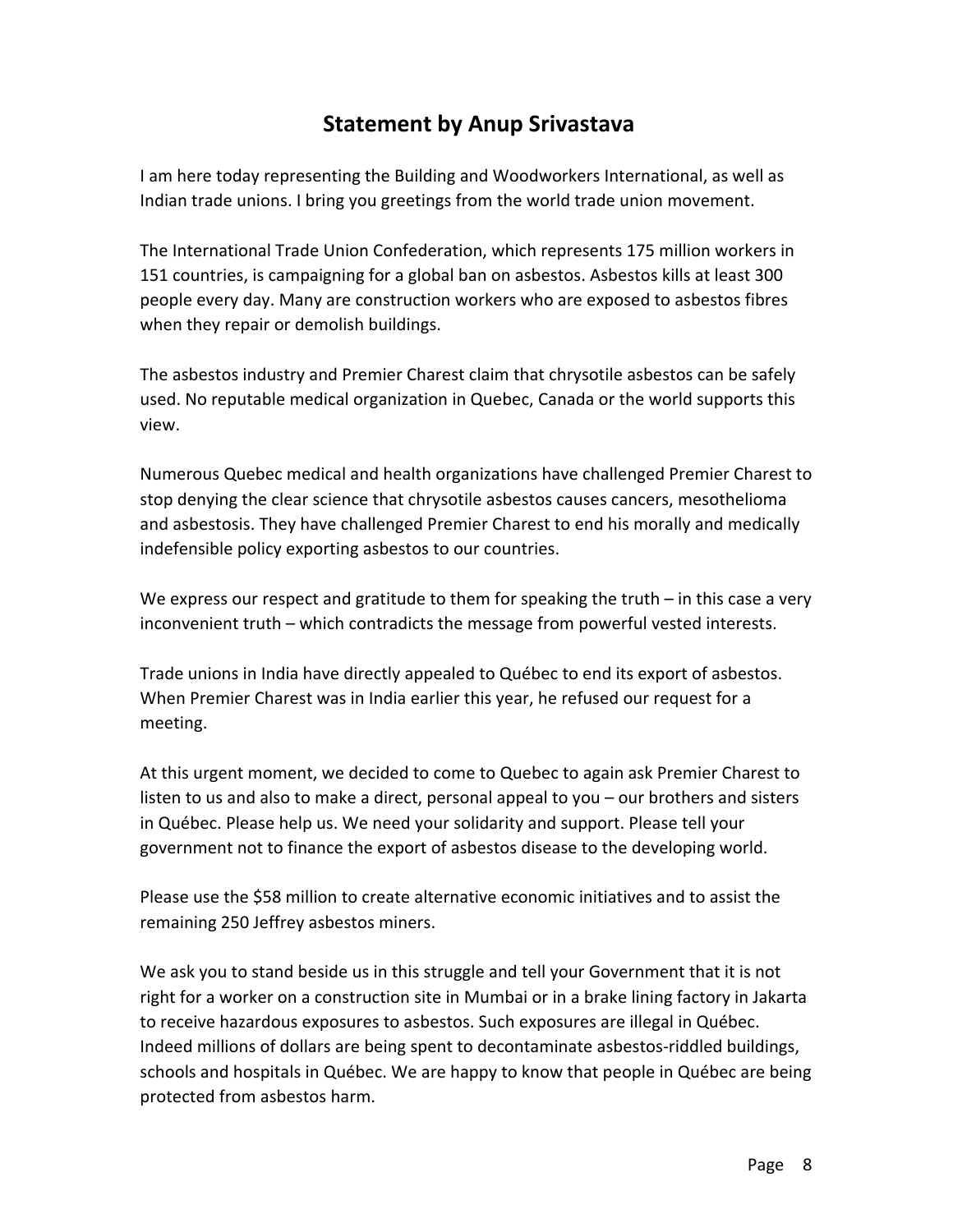## Statement by Anup Srivastava

I am here today representing the Building and Woodworkers International, as well as Indian trade unions. I bring you greetings from the world trade union movement.

The International Trade Union Confederation, which represents 175 million workers in 151 countries, is campaigning for a global ban on asbestos. Asbestos kills at least 300 people every day. Many are construction workers who are exposed to asbestos fibres when they repair or demolish buildings.

The asbestos industry and Premier Charest claim that chrysotile asbestos can be safely used. No reputable medical organization in Quebec, Canada or the world supports this view.

Numerous Quebec medical and health organizations have challenged Premier Charest to stop denying the clear science that chrysotile asbestos causes cancers, mesothelioma and asbestosis. They have challenged Premier Charest to end his morally and medically indefensible policy exporting asbestos to our countries.

We express our respect and gratitude to them for speaking the truth – in this case a very inconvenient truth – which contradicts the message from powerful vested interests.

Trade unions in India have directly appealed to Québec to end its export of asbestos. When Premier Charest was in India earlier this year, he refused our request for a meeting.

At this urgent moment, we decided to come to Quebec to again ask Premier Charest to listen to us and also to make a direct, personal appeal to you – our brothers and sisters in Québec. Please help us. We need your solidarity and support. Please tell your government not to finance the export of asbestos disease to the developing world.

Please use the $58 million to create alternative economic initiatives and to assist the remaining 250 Jeffrey asbestos miners.

We ask you to stand beside us in this struggle and tell your Government that it is not right for a worker on a construction site in Mumbai or in a brake lining factory in Jakarta to receive hazardous exposures to asbestos. Such exposures are illegal in Québec. Indeed millions of dollars are being spent to decontaminate asbestos-riddled buildings, schools and hospitals in Québec. We are happy to know that people in Québec are being protected from asbestos harm.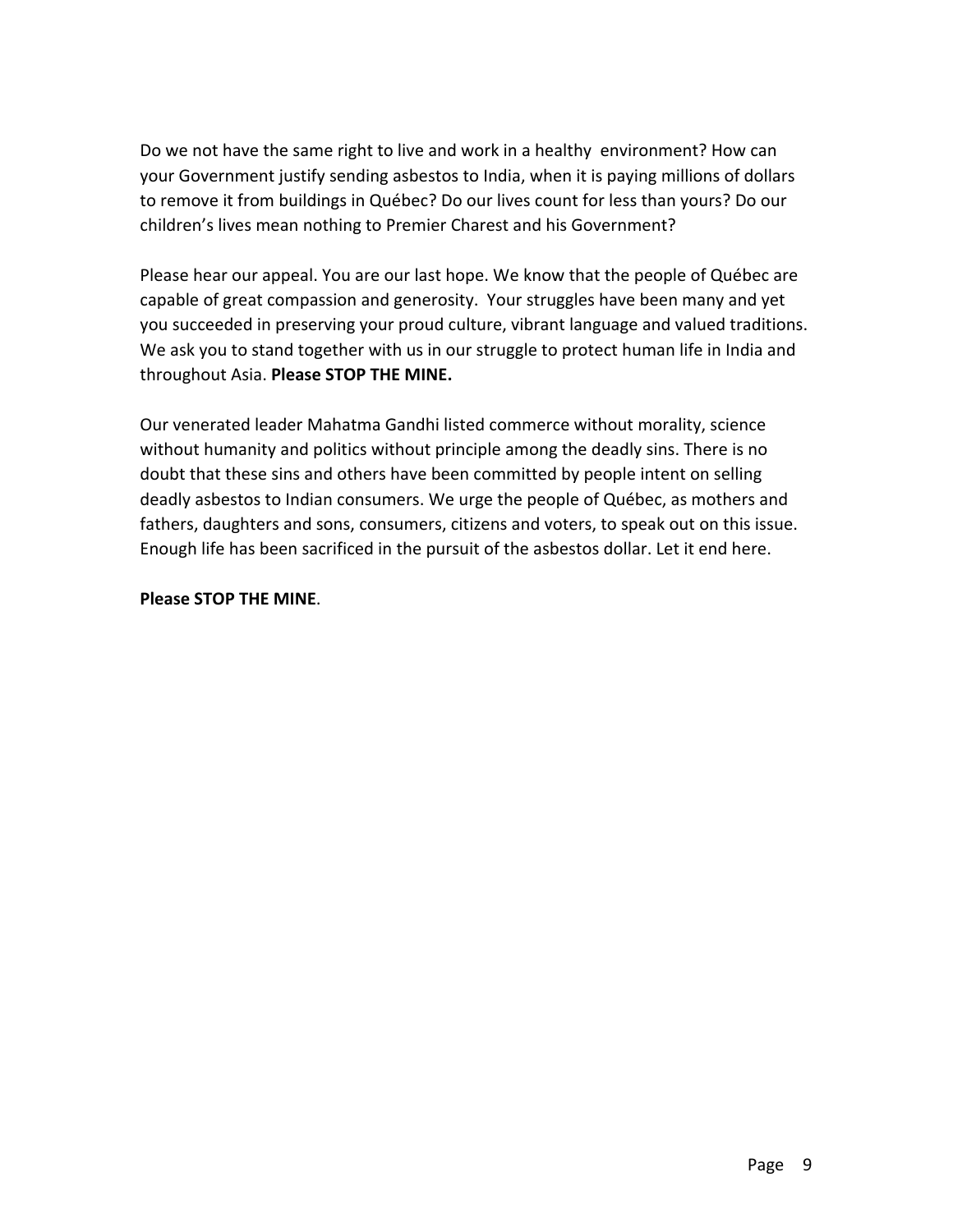Do we not have the same right to live and work in a healthy environment? How can your Government justify sending asbestos to India, when it is paying millions of dollars to remove it from buildings in Québec? Do our lives count for less than yours? Do our children's lives mean nothing to Premier Charest and his Government?

Please hear our appeal. You are our last hope. We know that the people of Québec are capable of great compassion and generosity. Your struggles have been many and yet you succeeded in preserving your proud culture, vibrant language and valued traditions. We ask you to stand together with us in our struggle to protect human life in India and throughout Asia. **Please STOP THE MINE.**

Our venerated leader Mahatma Gandhi listed commerce without morality, science without humanity and politics without principle among the deadly sins. There is no doubt that these sins and others have been committed by people intent on selling deadly asbestos to Indian consumers. We urge the people of Québec, as mothers and fathers, daughters and sons, consumers, citizens and voters, to speak out on this issue. Enough life has been sacrificed in the pursuit of the asbestos dollar. Let it end here.

**Please STOP THE MINE**.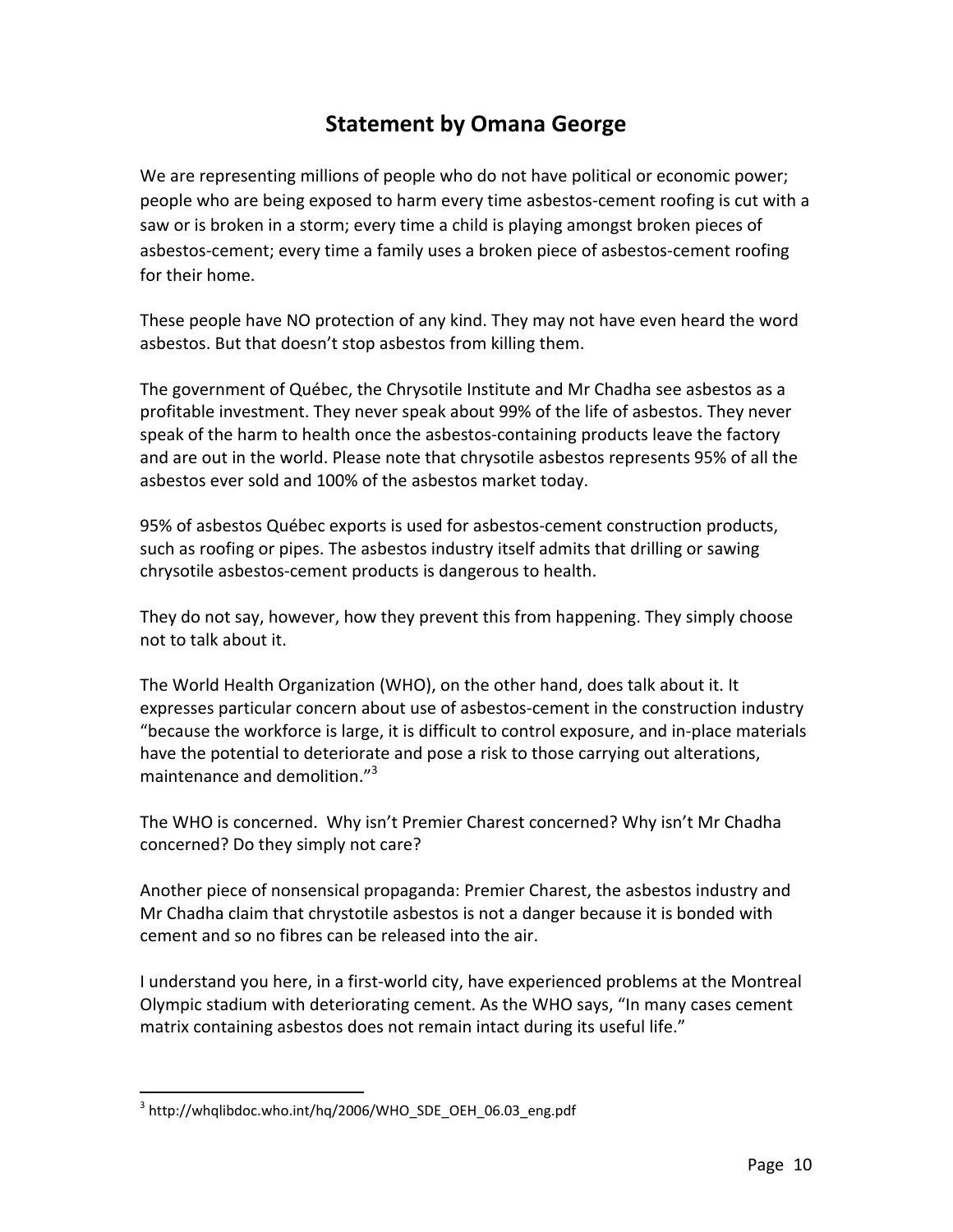## Statement by Omana George

We are representing millions of people who do not have political or economic power; people who are being exposed to harm every time asbestos-cement roofing is cut with a saw or is broken in a storm; every time a child is playing amongst broken pieces of asbestos-cement; every time a family uses a broken piece of asbestos-cement roofing for their home.

These people have NO protection of any kind. They may not have even heard the word asbestos. But that doesn't stop asbestos from killing them.

The government of Québec, the Chrysotile Institute and Mr Chadha see asbestos as a profitable investment. They never speak about 99% of the life of asbestos. They never speak of the harm to health once the asbestos-containing products leave the factory and are out in the world. Please note that chrysotile asbestos represents 95% of all the asbestos ever sold and 100% of the asbestos market today.

95% of asbestos Québec exports is used for asbestos-cement construction products, such as roofing or pipes. The asbestos industry itself admits that drilling or sawing chrysotile asbestos-cement products is dangerous to health.

They do not say, however, how they prevent this from happening. They simply choose not to talk about it.

The World Health Organization (WHO), on the other hand, does talk about it. It expresses particular concern about use of asbestos-cement in the construction industry "because the workforce is large, it is difficult to control exposure, and in-place materials have the potential to deteriorate and pose a risk to those carrying out alterations, maintenance and demolition."[3]

The WHO is concerned. Why isn't Premier Charest concerned? Why isn't Mr Chadha concerned? Do they simply not care?

Another piece of nonsensical propaganda: Premier Charest, the asbestos industry and Mr Chadha claim that chrystotile asbestos is not a danger because it is bonded with cement and so no fibres can be released into the air.

I understand you here, in a first-world city, have experienced problems at the Montreal Olympic stadium with deteriorating cement. As the WHO says, "In many cases cement matrix containing asbestos does not remain intact during its useful life."

---

[3] http://whqlibdoc.who.int/hq/2006/WHO_SDE_OEH_06.03_eng.pdf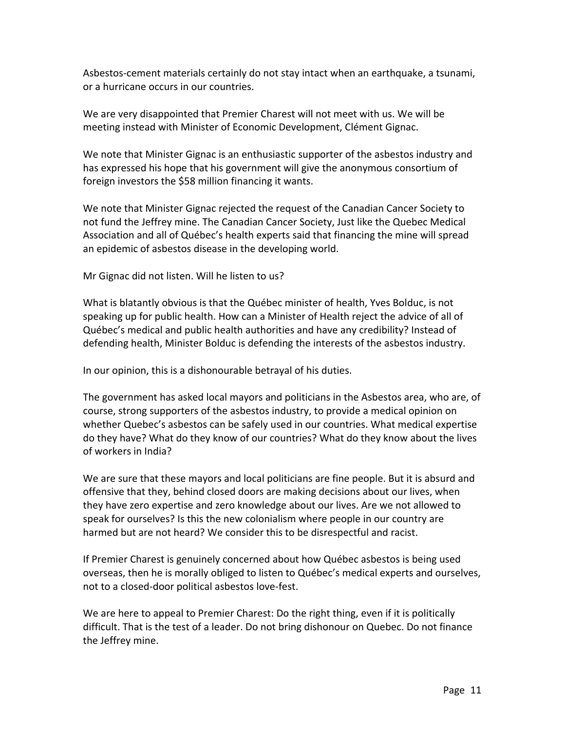Asbestos-cement materials certainly do not stay intact when an earthquake, a tsunami, or a hurricane occurs in our countries.

We are very disappointed that Premier Charest will not meet with us. We will be meeting instead with Minister of Economic Development, Clément Gignac.

We note that Minister Gignac is an enthusiastic supporter of the asbestos industry and has expressed his hope that his government will give the anonymous consortium of foreign investors the $58 million financing it wants.

We note that Minister Gignac rejected the request of the Canadian Cancer Society to not fund the Jeffrey mine. The Canadian Cancer Society, Just like the Quebec Medical Association and all of Québec's health experts said that financing the mine will spread an epidemic of asbestos disease in the developing world.

Mr Gignac did not listen. Will he listen to us?

What is blatantly obvious is that the Québec minister of health, Yves Bolduc, is not speaking up for public health. How can a Minister of Health reject the advice of all of Québec's medical and public health authorities and have any credibility? Instead of defending health, Minister Bolduc is defending the interests of the asbestos industry.

In our opinion, this is a dishonourable betrayal of his duties.

The government has asked local mayors and politicians in the Asbestos area, who are, of course, strong supporters of the asbestos industry, to provide a medical opinion on whether Quebec's asbestos can be safely used in our countries. What medical expertise do they have? What do they know of our countries? What do they know about the lives of workers in India?

We are sure that these mayors and local politicians are fine people. But it is absurd and offensive that they, behind closed doors are making decisions about our lives, when they have zero expertise and zero knowledge about our lives. Are we not allowed to speak for ourselves? Is this the new colonialism where people in our country are harmed but are not heard? We consider this to be disrespectful and racist.

If Premier Charest is genuinely concerned about how Québec asbestos is being used overseas, then he is morally obliged to listen to Québec's medical experts and ourselves, not to a closed-door political asbestos love-fest.

We are here to appeal to Premier Charest: Do the right thing, even if it is politically difficult. That is the test of a leader. Do not bring dishonour on Quebec. Do not finance the Jeffrey mine.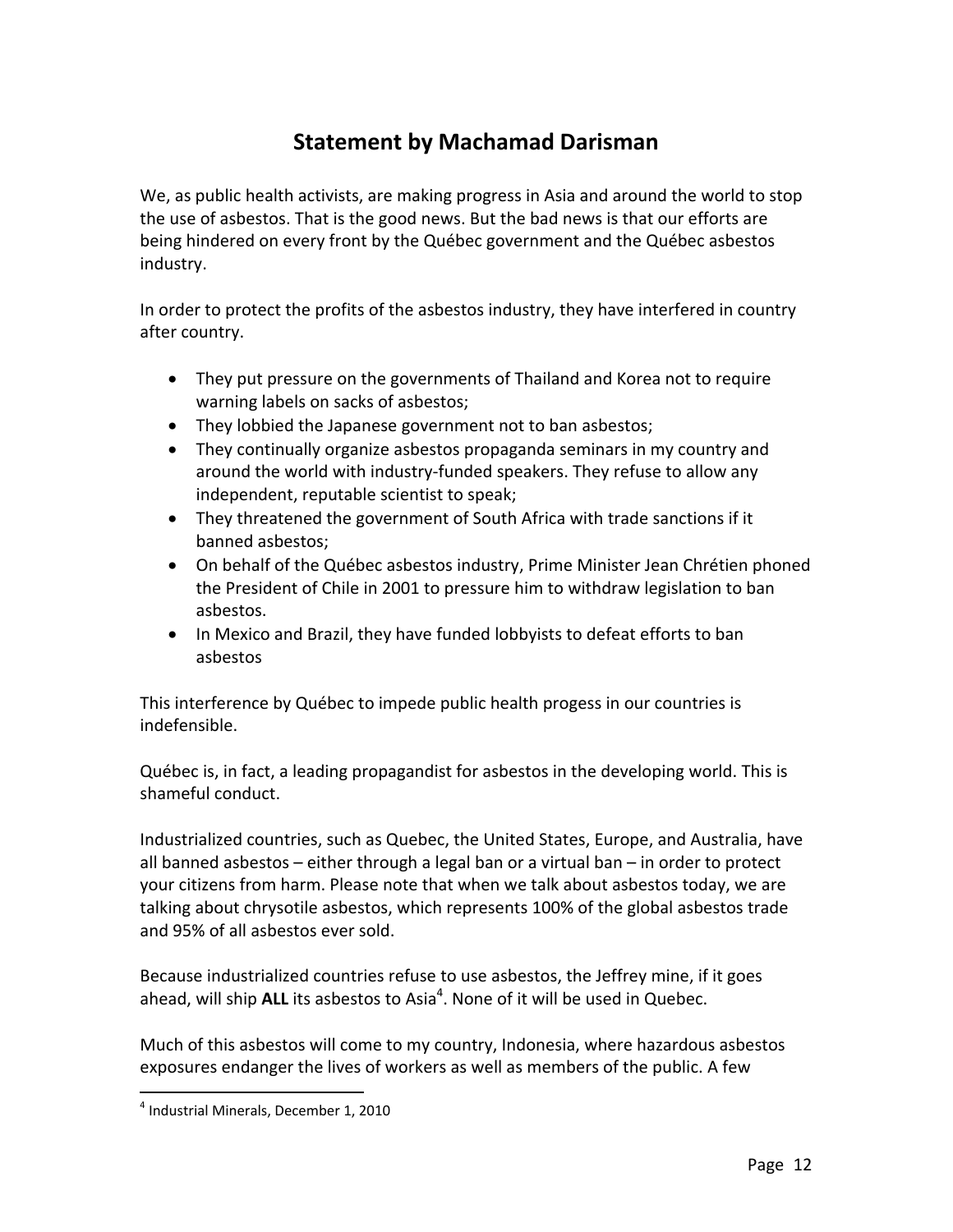## Statement by Machamad Darisman

We, as public health activists, are making progress in Asia and around the world to stop the use of asbestos. That is the good news. But the bad news is that our efforts are being hindered on every front by the Québec government and the Québec asbestos industry.

In order to protect the profits of the asbestos industry, they have interfered in country after country.

- They put pressure on the governments of Thailand and Korea not to require warning labels on sacks of asbestos;
- They lobbied the Japanese government not to ban asbestos;
- They continually organize asbestos propaganda seminars in my country and around the world with industry-funded speakers. They refuse to allow any independent, reputable scientist to speak;
- They threatened the government of South Africa with trade sanctions if it banned asbestos;
- On behalf of the Québec asbestos industry, Prime Minister Jean Chrétien phoned the President of Chile in 2001 to pressure him to withdraw legislation to ban asbestos.
- In Mexico and Brazil, they have funded lobbyists to defeat efforts to ban asbestos

This interference by Québec to impede public health progess in our countries is indefensible.

Québec is, in fact, a leading propagandist for asbestos in the developing world. This is shameful conduct.

Industrialized countries, such as Quebec, the United States, Europe, and Australia, have all banned asbestos – either through a legal ban or a virtual ban – in order to protect your citizens from harm. Please note that when we talk about asbestos today, we are talking about chrysotile asbestos, which represents 100% of the global asbestos trade and 95% of all asbestos ever sold.

Because industrialized countries refuse to use asbestos, the Jeffrey mine, if it goes ahead, will ship **ALL** its asbestos to Asia[4]. None of it will be used in Quebec.

Much of this asbestos will come to my country, Indonesia, where hazardous asbestos exposures endanger the lives of workers as well as members of the public. A few

[4] Industrial Minerals, December 1, 2010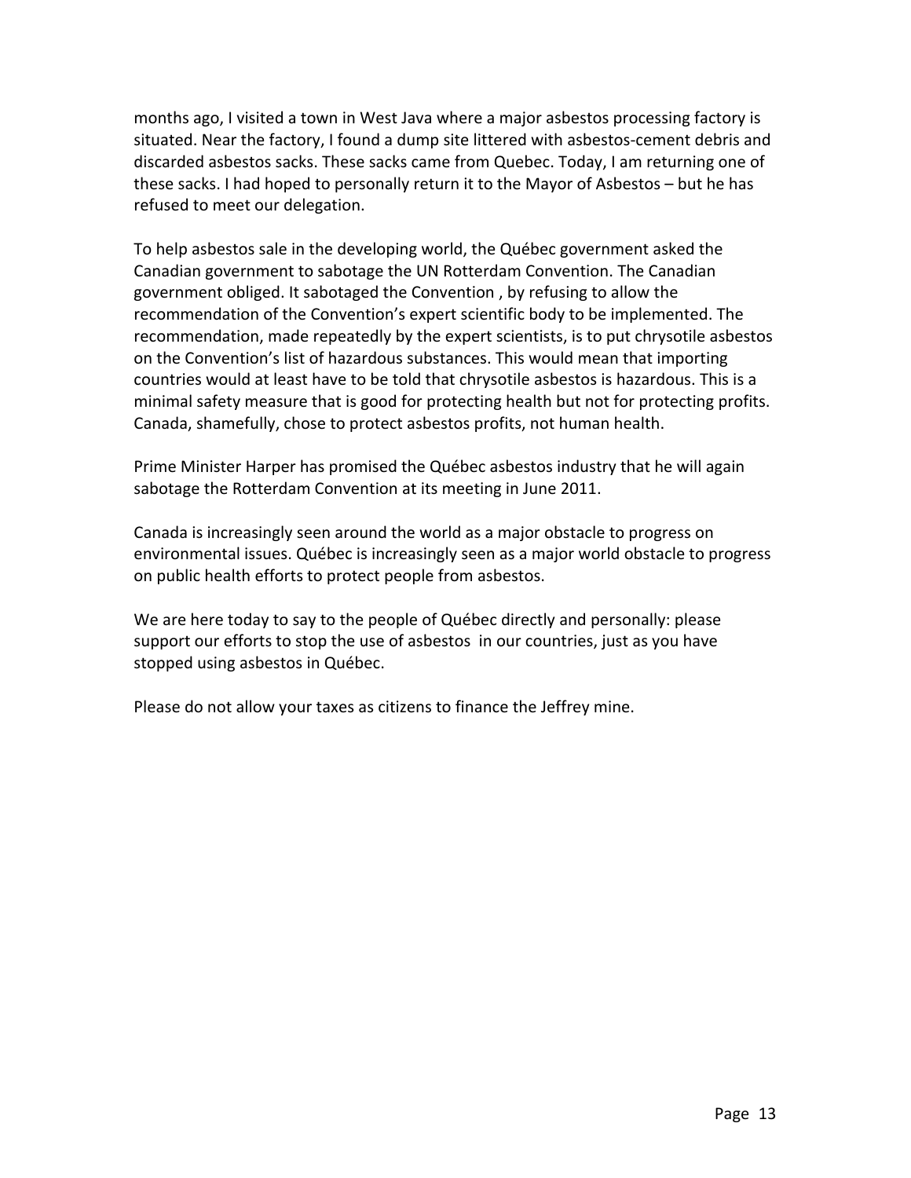months ago, I visited a town in West Java where a major asbestos processing factory is situated. Near the factory, I found a dump site littered with asbestos-cement debris and discarded asbestos sacks. These sacks came from Quebec. Today, I am returning one of these sacks. I had hoped to personally return it to the Mayor of Asbestos – but he has refused to meet our delegation.

To help asbestos sale in the developing world, the Québec government asked the Canadian government to sabotage the UN Rotterdam Convention. The Canadian government obliged. It sabotaged the Convention , by refusing to allow the recommendation of the Convention's expert scientific body to be implemented. The recommendation, made repeatedly by the expert scientists, is to put chrysotile asbestos on the Convention's list of hazardous substances. This would mean that importing countries would at least have to be told that chrysotile asbestos is hazardous. This is a minimal safety measure that is good for protecting health but not for protecting profits. Canada, shamefully, chose to protect asbestos profits, not human health.

Prime Minister Harper has promised the Québec asbestos industry that he will again sabotage the Rotterdam Convention at its meeting in June 2011.

Canada is increasingly seen around the world as a major obstacle to progress on environmental issues. Québec is increasingly seen as a major world obstacle to progress on public health efforts to protect people from asbestos.

We are here today to say to the people of Québec directly and personally: please support our efforts to stop the use of asbestos in our countries, just as you have stopped using asbestos in Québec.

Please do not allow your taxes as citizens to finance the Jeffrey mine.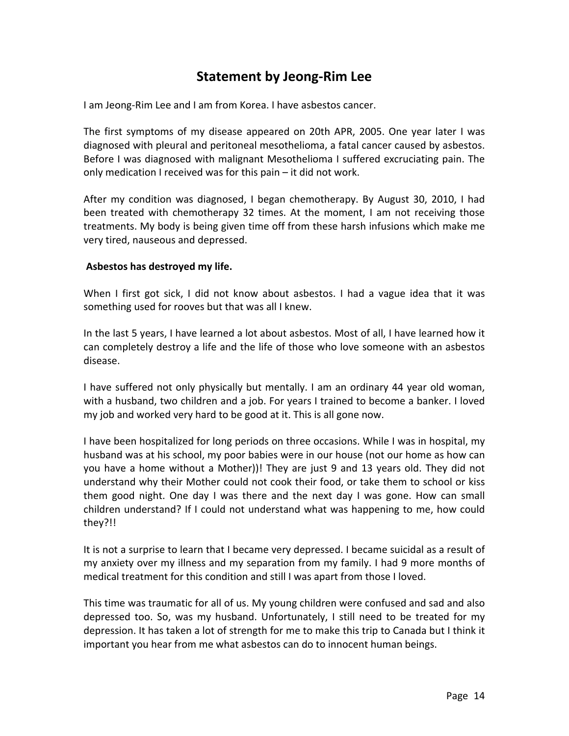# Statement by Jeong-Rim Lee

I am Jeong-Rim Lee and I am from Korea. I have asbestos cancer.

The first symptoms of my disease appeared on 20th APR, 2005. One year later I was diagnosed with pleural and peritoneal mesothelioma, a fatal cancer caused by asbestos. Before I was diagnosed with malignant Mesothelioma I suffered excruciating pain. The only medication I received was for this pain – it did not work.

After my condition was diagnosed, I began chemotherapy. By August 30, 2010, I had been treated with chemotherapy 32 times. At the moment, I am not receiving those treatments. My body is being given time off from these harsh infusions which make me very tired, nauseous and depressed.

**Asbestos has destroyed my life.**

When I first got sick, I did not know about asbestos. I had a vague idea that it was something used for rooves but that was all I knew.

In the last 5 years, I have learned a lot about asbestos. Most of all, I have learned how it can completely destroy a life and the life of those who love someone with an asbestos disease.

I have suffered not only physically but mentally. I am an ordinary 44 year old woman, with a husband, two children and a job. For years I trained to become a banker. I loved my job and worked very hard to be good at it. This is all gone now.

I have been hospitalized for long periods on three occasions. While I was in hospital, my husband was at his school, my poor babies were in our house (not our home as how can you have a home without a Mother))! They are just 9 and 13 years old. They did not understand why their Mother could not cook their food, or take them to school or kiss them good night. One day I was there and the next day I was gone. How can small children understand? If I could not understand what was happening to me, how could they?!!

It is not a surprise to learn that I became very depressed. I became suicidal as a result of my anxiety over my illness and my separation from my family. I had 9 more months of medical treatment for this condition and still I was apart from those I loved.

This time was traumatic for all of us. My young children were confused and sad and also depressed too. So, was my husband. Unfortunately, I still need to be treated for my depression. It has taken a lot of strength for me to make this trip to Canada but I think it important you hear from me what asbestos can do to innocent human beings.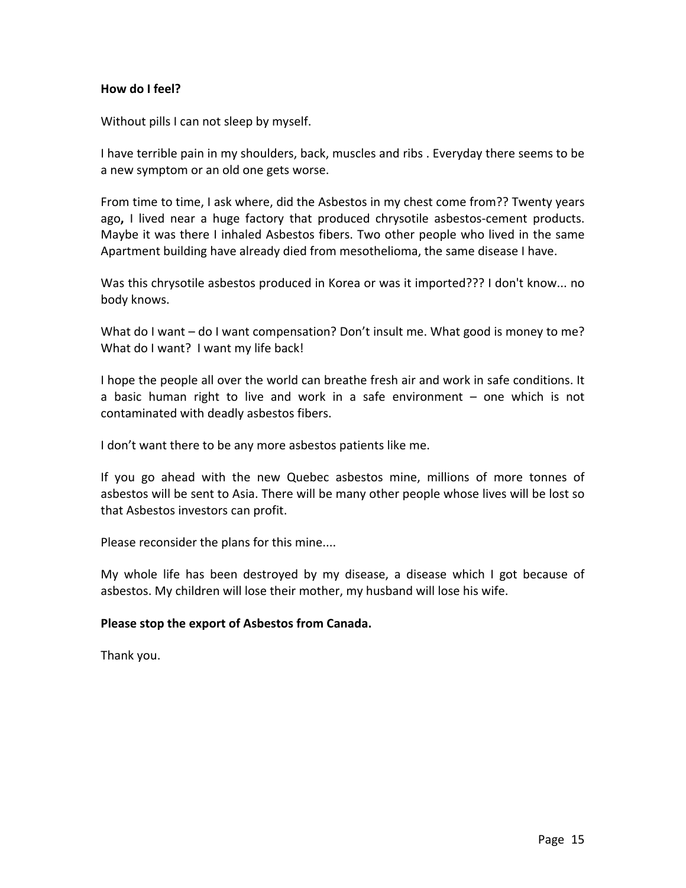**How do I feel?**

Without pills I can not sleep by myself.

I have terrible pain in my shoulders, back, muscles and ribs . Everyday there seems to be a new symptom or an old one gets worse.

From time to time, I ask where, did the Asbestos in my chest come from?? Twenty years ago**,** I lived near a huge factory that produced chrysotile asbestos-cement products. Maybe it was there I inhaled Asbestos fibers. Two other people who lived in the same Apartment building have already died from mesothelioma, the same disease I have.

Was this chrysotile asbestos produced in Korea or was it imported??? I don't know... no body knows.

What do I want – do I want compensation? Don't insult me. What good is money to me? What do I want? I want my life back!

I hope the people all over the world can breathe fresh air and work in safe conditions. It a basic human right to live and work in a safe environment – one which is not contaminated with deadly asbestos fibers.

I don't want there to be any more asbestos patients like me.

If you go ahead with the new Quebec asbestos mine, millions of more tonnes of asbestos will be sent to Asia. There will be many other people whose lives will be lost so that Asbestos investors can profit.

Please reconsider the plans for this mine....

My whole life has been destroyed by my disease, a disease which I got because of asbestos. My children will lose their mother, my husband will lose his wife.

**Please stop the export of Asbestos from Canada.**

Thank you.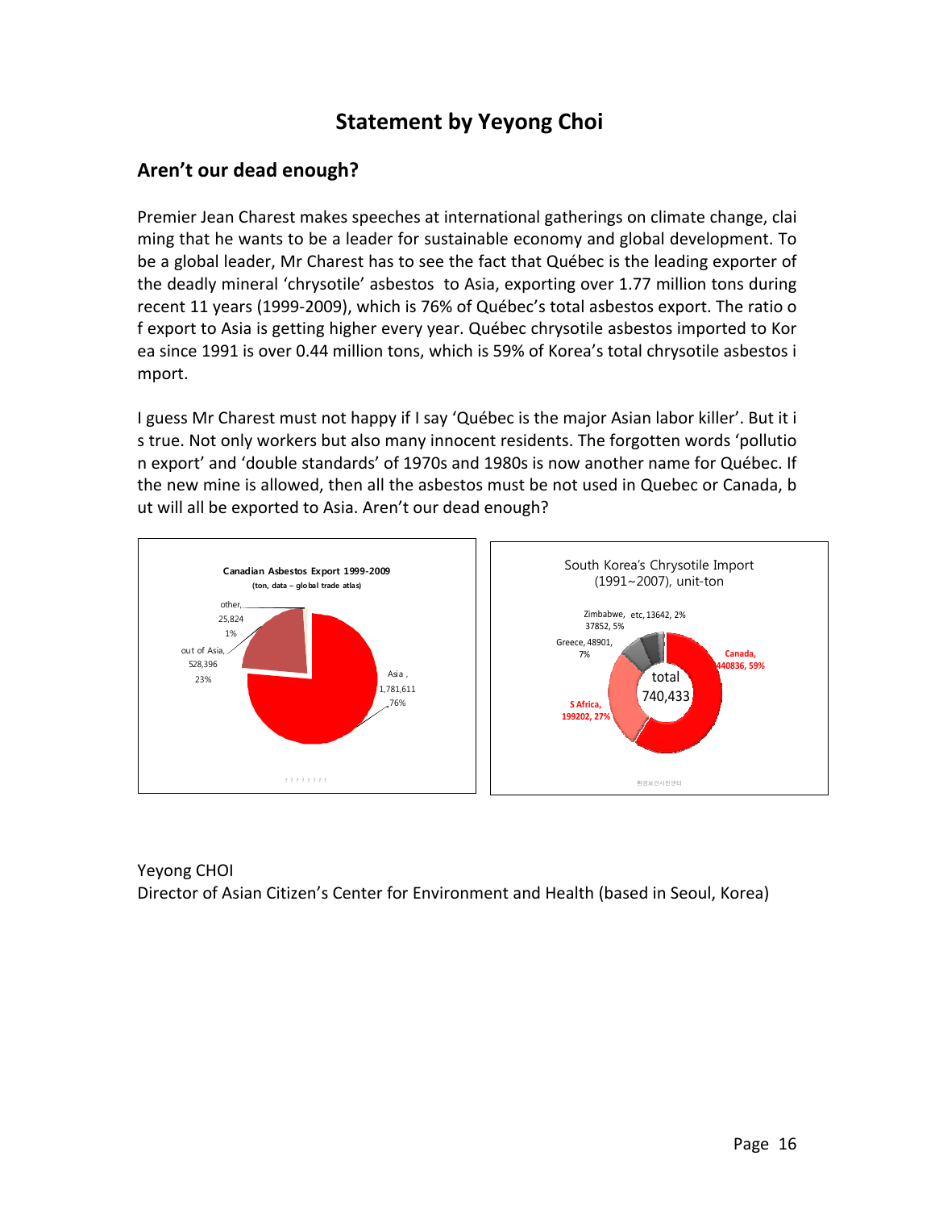# Statement by Yeyong Choi

## Aren't our dead enough?

Premier Jean Charest makes speeches at international gatherings on climate change, claiming that he wants to be a leader for sustainable economy and global development. To be a global leader, Mr Charest has to see the fact that Québec is the leading exporter of the deadly mineral 'chrysotile' asbestos to Asia, exporting over 1.77 million tons during recent 11 years (1999-2009), which is 76% of Québec's total asbestos export. The ratio of export to Asia is getting higher every year. Québec chrysotile asbestos imported to Korea since 1991 is over 0.44 million tons, which is 59% of Korea's total chrysotile asbestos import.

I guess Mr Charest must not happy if I say 'Québec is the major Asian labor killer'. But it is true. Not only workers but also many innocent residents. The forgotten words 'pollution export' and 'double standards' of 1970s and 1980s is now another name for Québec. If the new mine is allowed, then all the asbestos must be not used in Quebec or Canada, but will all be exported to Asia. Aren't our dead enough?

**Canadian Asbestos Export 1999-2009**
**(ton, data – global trade atlas)**

| Destination | Tons | Share |
|---|---|---|
| Asia | 1,781,611 | 76% |
| out of Asia | 528,396 | 23% |
| other | 25,824 | 1% |

South Korea's Chrysotile Import (1991~2007), unit-ton

| Source | Tons | Share |
|---|---|---|
| Canada | 440836 | 59% |
| S Africa | 199202 | 27% |
| Greece | 48901 | 7% |
| Zimbabwe | 37852 | 5% |
| etc | 13642 | 2% |
| total | 740,433 | |

환경보건시민센터

Yeyong CHOI
Director of Asian Citizen's Center for Environment and Health (based in Seoul, Korea)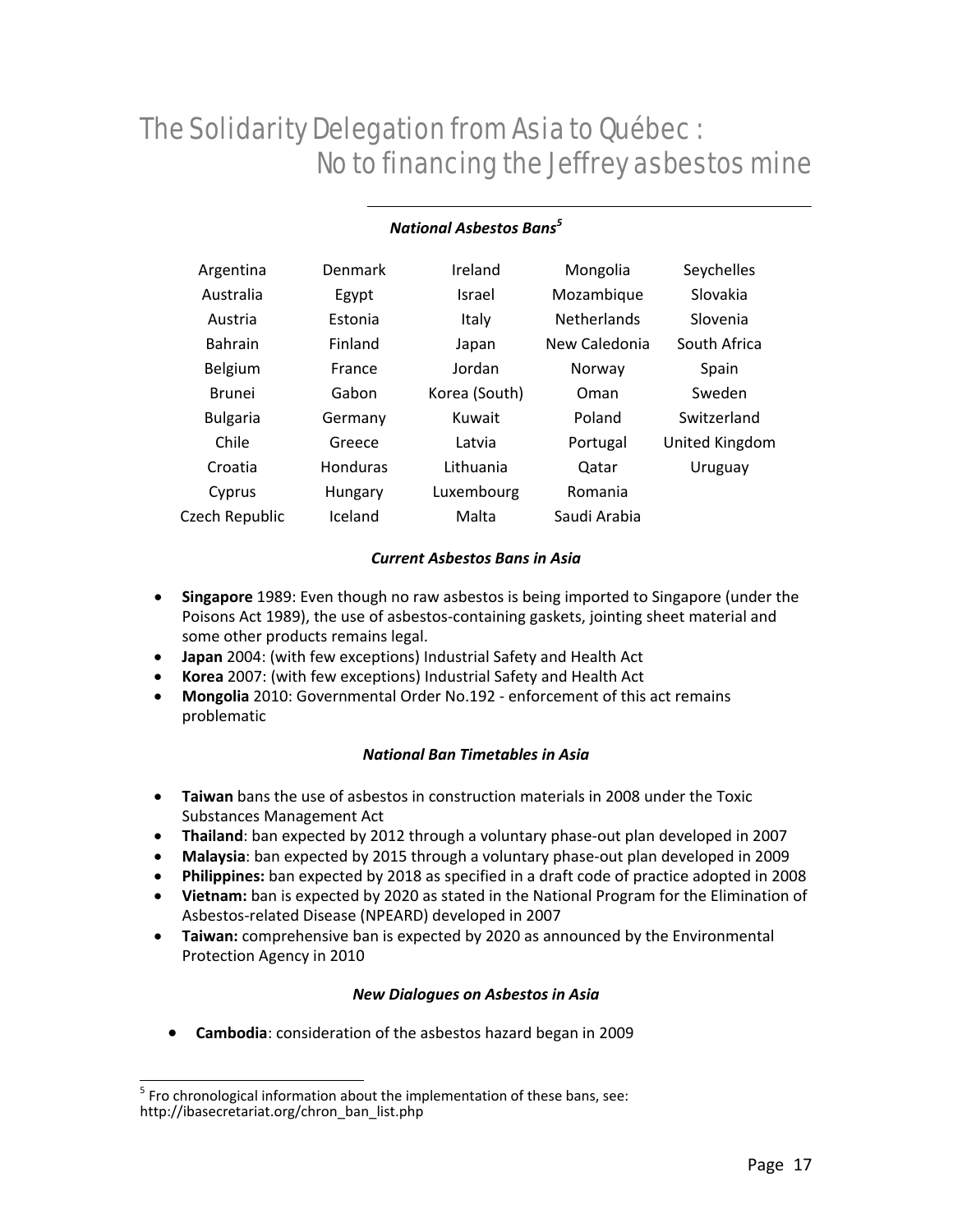# The Solidarity Delegation from Asia to Québec : No to financing the Jeffrey asbestos mine

### *National Asbestos Bans*[5]

| | | | | |
|---|---|---|---|---|
| Argentina | Denmark | Ireland | Mongolia | Seychelles |
| Australia | Egypt | Israel | Mozambique | Slovakia |
| Austria | Estonia | Italy | Netherlands | Slovenia |
| Bahrain | Finland | Japan | New Caledonia | South Africa |
| Belgium | France | Jordan | Norway | Spain |
| Brunei | Gabon | Korea (South) | Oman | Sweden |
| Bulgaria | Germany | Kuwait | Poland | Switzerland |
| Chile | Greece | Latvia | Portugal | United Kingdom |
| Croatia | Honduras | Lithuania | Qatar | Uruguay |
| Cyprus | Hungary | Luxembourg | Romania | |
| Czech Republic | Iceland | Malta | Saudi Arabia | |

### *Current Asbestos Bans in Asia*

- **Singapore** 1989: Even though no raw asbestos is being imported to Singapore (under the Poisons Act 1989), the use of asbestos-containing gaskets, jointing sheet material and some other products remains legal.
- **Japan** 2004: (with few exceptions) Industrial Safety and Health Act
- **Korea** 2007: (with few exceptions) Industrial Safety and Health Act
- **Mongolia** 2010: Governmental Order No.192 - enforcement of this act remains problematic

### *National Ban Timetables in Asia*

- **Taiwan** bans the use of asbestos in construction materials in 2008 under the Toxic Substances Management Act
- **Thailand**: ban expected by 2012 through a voluntary phase-out plan developed in 2007
- **Malaysia**: ban expected by 2015 through a voluntary phase-out plan developed in 2009
- **Philippines:** ban expected by 2018 as specified in a draft code of practice adopted in 2008
- **Vietnam:** ban is expected by 2020 as stated in the National Program for the Elimination of Asbestos-related Disease (NPEARD) developed in 2007
- **Taiwan:** comprehensive ban is expected by 2020 as announced by the Environmental Protection Agency in 2010

### *New Dialogues on Asbestos in Asia*

- **Cambodia**: consideration of the asbestos hazard began in 2009

---

[5] Fro chronological information about the implementation of these bans, see: http://ibasecretariat.org/chron_ban_list.php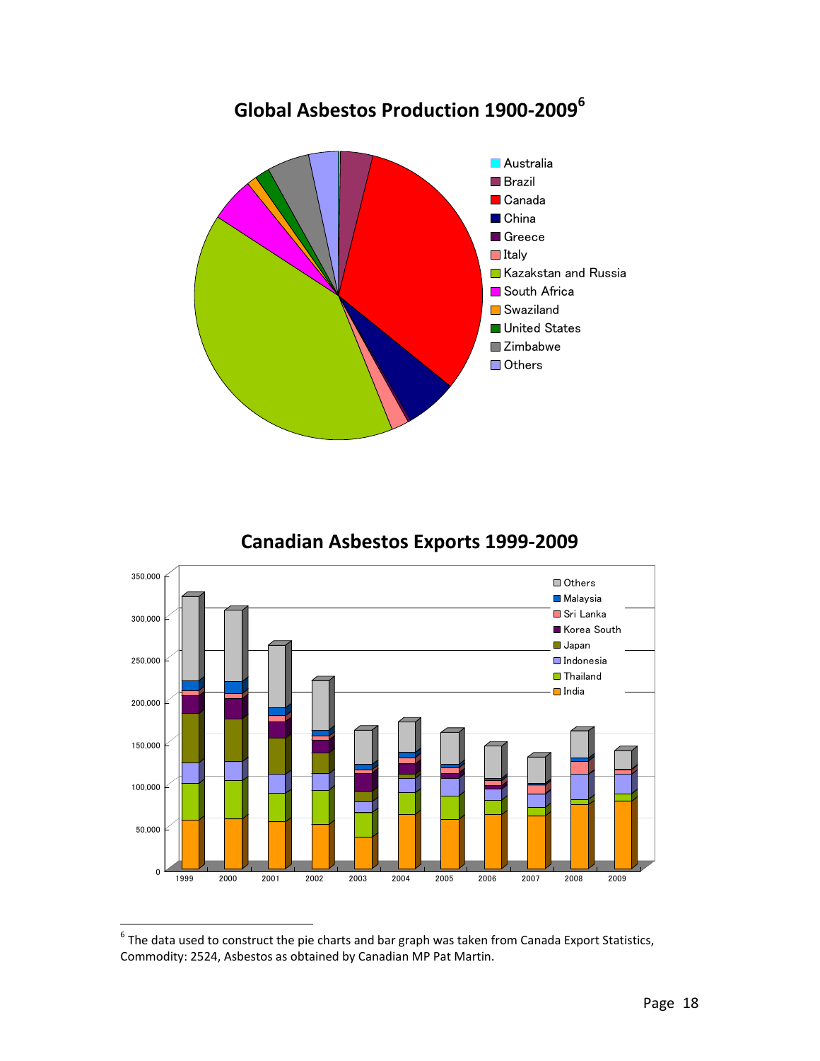## Global Asbestos Production 1900-2009[6]

- Australia
- Brazil
- Canada
- China
- Greece
- Italy
- Kazakstan and Russia
- South Africa
- Swaziland
- United States
- Zimbabwe
- Others

## Canadian Asbestos Exports 1999-2009

350,000
300,000
250,000
200,000
150,000
100,000
50,000
0

1999 2000 2001 2002 2003 2004 2005 2006 2007 2008 2009

- Others
- Malaysia
- Sri Lanka
- Korea South
- Japan
- Indonesia
- Thailand
- India

---

[6] The data used to construct the pie charts and bar graph was taken from Canada Export Statistics, Commodity: 2524, Asbestos as obtained by Canadian MP Pat Martin.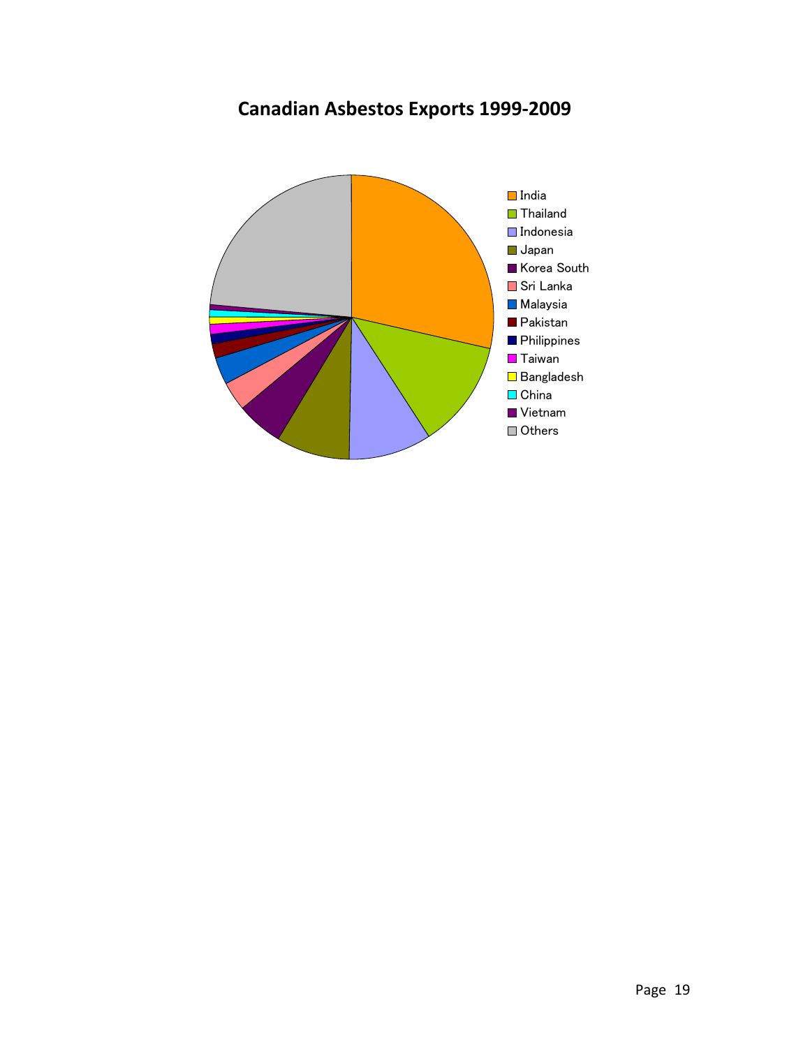# Canadian Asbestos Exports 1999-2009

India
Thailand
Indonesia
Japan
Korea South
Sri Lanka
Malaysia
Pakistan
Philippines
Taiwan
Bangladesh
China
Vietnam
Others